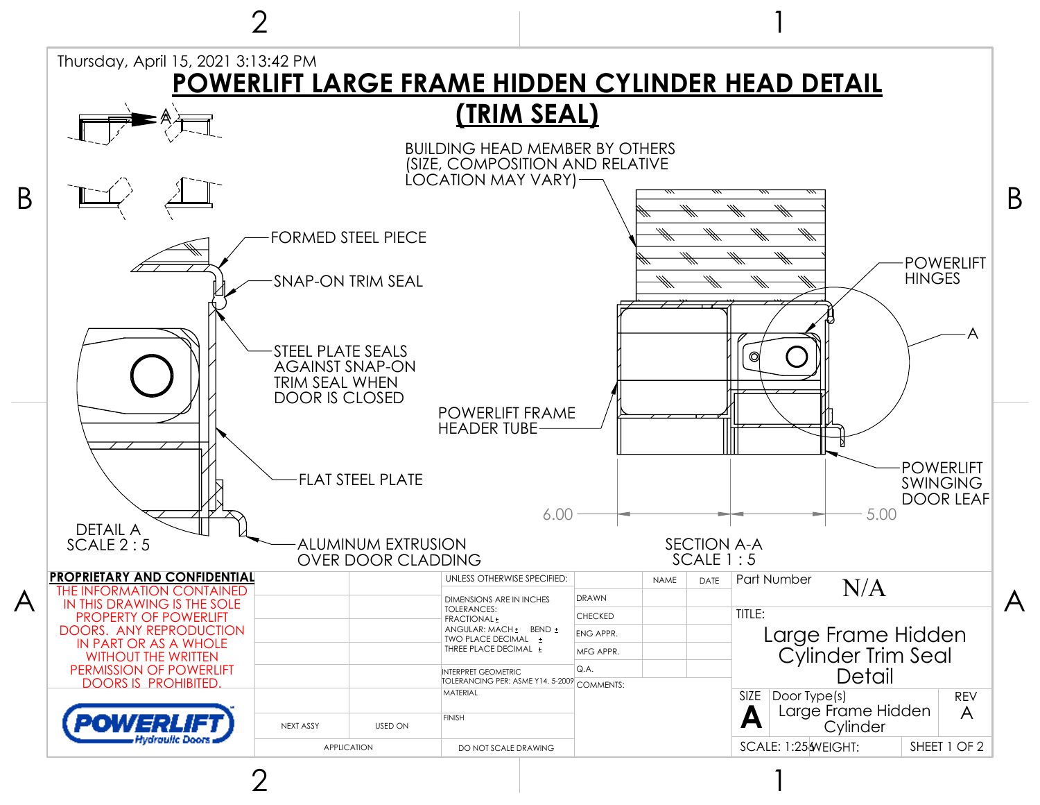Thursday, April 15, 2021 3:13:42 PM

# POWERLIFT LARGE FRAME HIDDEN CYLINDER HEAD DETAIL (TRIM SEAL)

FORMED STEEL PIECE

SNAP-ON TRIM SEAL

STEEL PLATE SEALS AGAINST SNAP-ON TRIM SEAL WHEN DOOR IS CLOSED

FLAT STEEL PLATE

ALUMINUM EXTRUSION OVER DOOR CLADDING

DETAIL A
SCALE 2 : 5

BUILDING HEAD MEMBER BY OTHERS (SIZE, COMPOSITION AND RELATIVE LOCATION MAY VARY)

POWERLIFT HINGES

A

POWERLIFT FRAME HEADER TUBE

POWERLIFT SWINGING DOOR LEAF

6.00

5.00

SECTION A-A
SCALE 1 : 5

**PROPRIETARY AND CONFIDENTIAL**

THE INFORMATION CONTAINED IN THIS DRAWING IS THE SOLE PROPERTY OF POWERLIFT DOORS. ANY REPRODUCTION IN PART OR AS A WHOLE WITHOUT THE WRITTEN PERMISSION OF POWERLIFT DOORS IS PROHIBITED.

POWERLIFT Hydraulic Doors

| NEXT ASSY | USED ON |
| --- | --- |
| APPLICATION | |

UNLESS OTHERWISE SPECIFIED:
DIMENSIONS ARE IN INCHES
TOLERANCES:
FRACTIONAL ±
ANGULAR: MACH ± BEND ±
TWO PLACE DECIMAL ±
THREE PLACE DECIMAL ±
INTERPRET GEOMETRIC TOLERANCING PER: ASME Y14. 5-2009
MATERIAL
FINISH
DO NOT SCALE DRAWING

| | NAME | DATE |
| --- | --- | --- |
| DRAWN | | |
| CHECKED | | |
| ENG APPR. | | |
| MFG APPR. | | |
| Q.A. | | |

COMMENTS:

Part Number: N/A

TITLE: Large Frame Hidden Cylinder Trim Seal Detail

| SIZE | Door Type(s) | REV |
| --- | --- | --- |
| A | Large Frame Hidden Cylinder | A |

SCALE: 1:25 WEIGHT: SHEET 1 OF 2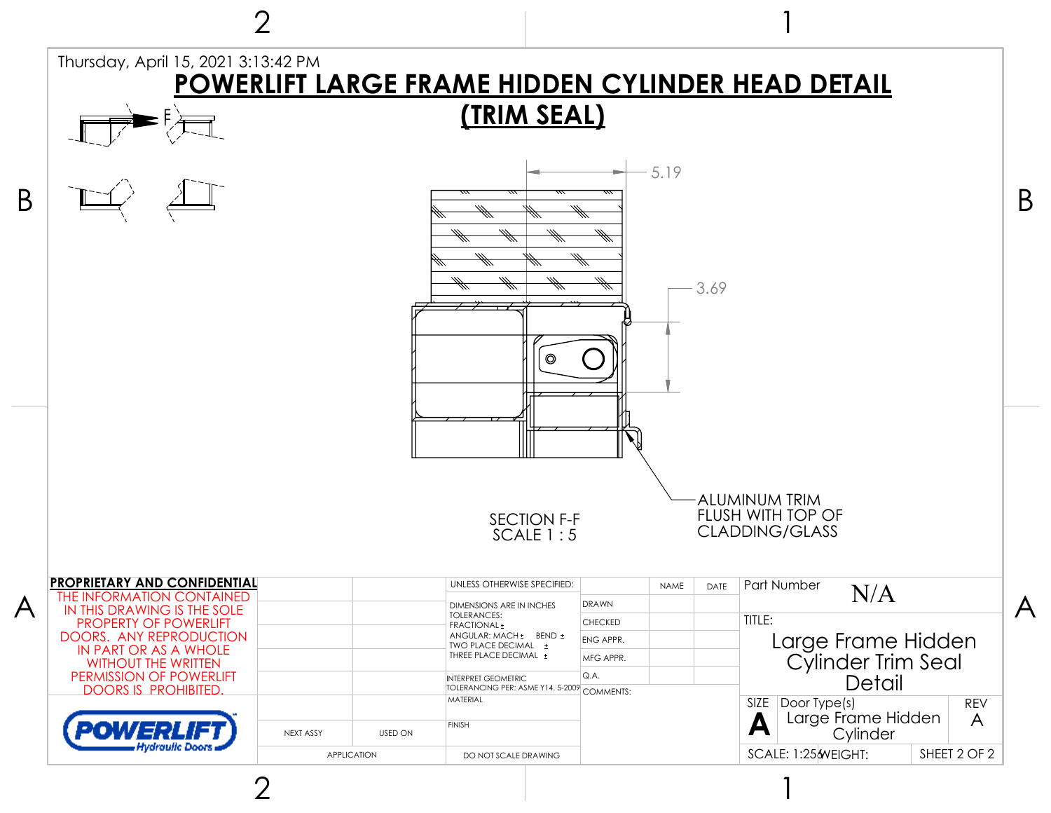Thursday, April 15, 2021 3:13:42 PM

# POWERLIFT LARGE FRAME HIDDEN CYLINDER HEAD DETAIL (TRIM SEAL)

F

5.19

3.69

ALUMINUM TRIM FLUSH WITH TOP OF CLADDING/GLASS

SECTION F-F
SCALE 1 : 5

**PROPRIETARY AND CONFIDENTIAL**

THE INFORMATION CONTAINED IN THIS DRAWING IS THE SOLE PROPERTY OF POWERLIFT DOORS. ANY REPRODUCTION IN PART OR AS A WHOLE WITHOUT THE WRITTEN PERMISSION OF POWERLIFT DOORS IS PROHIBITED.

POWERLIFT Hydraulic Doors

| NEXT ASSY | USED ON |
|---|---|
| APPLICATION | |

UNLESS OTHERWISE SPECIFIED:

DIMENSIONS ARE IN INCHES
TOLERANCES:
FRACTIONAL ±
ANGULAR: MACH ± BEND ±
TWO PLACE DECIMAL ±
THREE PLACE DECIMAL ±

INTERPRET GEOMETRIC TOLERANCING PER: ASME Y14. 5-2009

MATERIAL

FINISH

DO NOT SCALE DRAWING

| | NAME | DATE |
|---|---|---|
| DRAWN | | |
| CHECKED | | |
| ENG APPR. | | |
| MFG APPR. | | |
| Q.A. | | |

COMMENTS:

Part Number: N/A

TITLE: Large Frame Hidden Cylinder Trim Seal Detail

SIZE: A

Door Type(s): Large Frame Hidden Cylinder

REV: A

SCALE: 1:25 WEIGHT: SHEET 2 OF 2